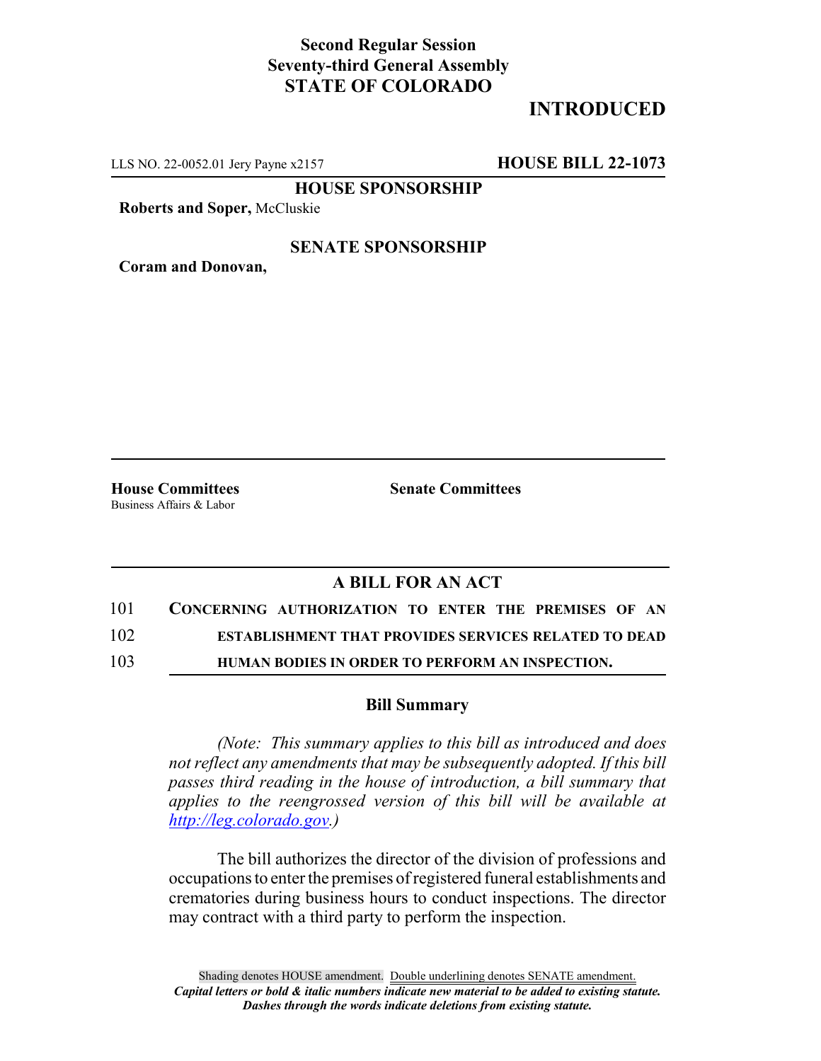**Second Regular Session**
**Seventy-third General Assembly**
**STATE OF COLORADO**

# INTRODUCED

LLS NO. 22-0052.01 Jery Payne x2157 **HOUSE BILL 22-1073**

**HOUSE SPONSORSHIP**

**Roberts and Soper,** McCluskie

**SENATE SPONSORSHIP**

**Coram and Donovan,**

**House Committees**
Business Affairs & Labor

**Senate Committees**

## A BILL FOR AN ACT

101 **CONCERNING AUTHORIZATION TO ENTER THE PREMISES OF AN**
102 **ESTABLISHMENT THAT PROVIDES SERVICES RELATED TO DEAD**
103 **HUMAN BODIES IN ORDER TO PERFORM AN INSPECTION.**

### Bill Summary

*(Note: This summary applies to this bill as introduced and does not reflect any amendments that may be subsequently adopted. If this bill passes third reading in the house of introduction, a bill summary that applies to the reengrossed version of this bill will be available at http://leg.colorado.gov.)*

The bill authorizes the director of the division of professions and occupations to enter the premises of registered funeral establishments and crematories during business hours to conduct inspections. The director may contract with a third party to perform the inspection.

Shading denotes HOUSE amendment. Double underlining denotes SENATE amendment.
*Capital letters or bold & italic numbers indicate new material to be added to existing statute.*
*Dashes through the words indicate deletions from existing statute.*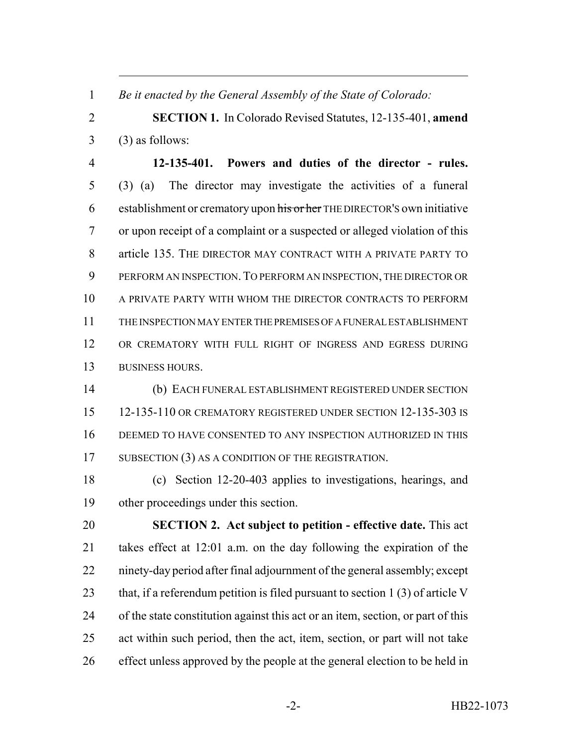*Be it enacted by the General Assembly of the State of Colorado:*

**SECTION 1.** In Colorado Revised Statutes, 12-135-401, **amend** (3) as follows:

**12-135-401. Powers and duties of the director - rules.** (3) (a) The director may investigate the activities of a funeral establishment or crematory upon ~~his or her~~ THE DIRECTOR'S own initiative or upon receipt of a complaint or a suspected or alleged violation of this article 135. THE DIRECTOR MAY CONTRACT WITH A PRIVATE PARTY TO PERFORM AN INSPECTION. TO PERFORM AN INSPECTION, THE DIRECTOR OR A PRIVATE PARTY WITH WHOM THE DIRECTOR CONTRACTS TO PERFORM THE INSPECTION MAY ENTER THE PREMISES OF A FUNERAL ESTABLISHMENT OR CREMATORY WITH FULL RIGHT OF INGRESS AND EGRESS DURING BUSINESS HOURS.

(b) EACH FUNERAL ESTABLISHMENT REGISTERED UNDER SECTION 12-135-110 OR CREMATORY REGISTERED UNDER SECTION 12-135-303 IS DEEMED TO HAVE CONSENTED TO ANY INSPECTION AUTHORIZED IN THIS SUBSECTION (3) AS A CONDITION OF THE REGISTRATION.

(c) Section 12-20-403 applies to investigations, hearings, and other proceedings under this section.

**SECTION 2. Act subject to petition - effective date.** This act takes effect at 12:01 a.m. on the day following the expiration of the ninety-day period after final adjournment of the general assembly; except that, if a referendum petition is filed pursuant to section 1 (3) of article V of the state constitution against this act or an item, section, or part of this act within such period, then the act, item, section, or part will not take effect unless approved by the people at the general election to be held in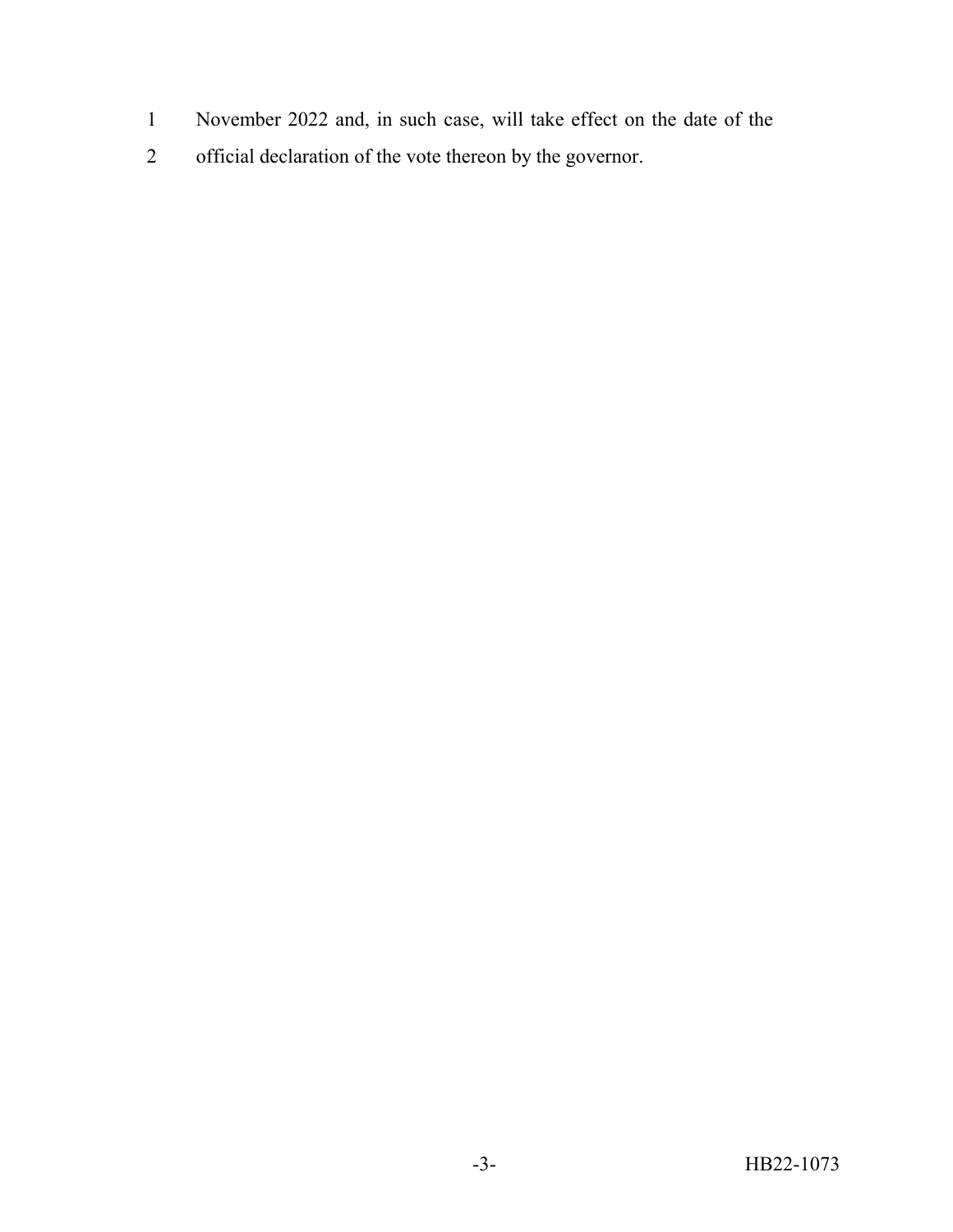November 2022 and, in such case, will take effect on the date of the official declaration of the vote thereon by the governor.